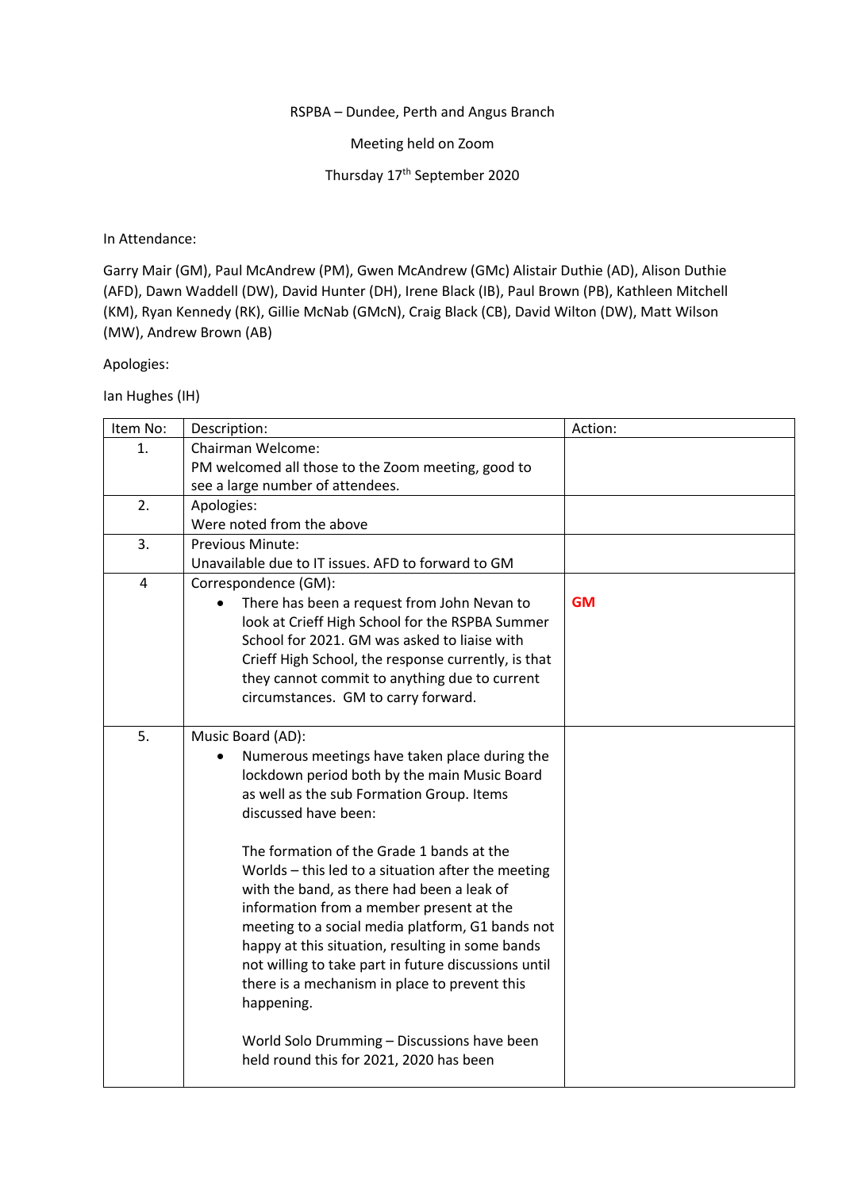RSPBA – Dundee, Perth and Angus Branch

Meeting held on Zoom

Thursday 17th September 2020

In Attendance:

Garry Mair (GM), Paul McAndrew (PM), Gwen McAndrew (GMc) Alistair Duthie (AD), Alison Duthie (AFD), Dawn Waddell (DW), David Hunter (DH), Irene Black (IB), Paul Brown (PB), Kathleen Mitchell (KM), Ryan Kennedy (RK), Gillie McNab (GMcN), Craig Black (CB), David Wilton (DW), Matt Wilson (MW), Andrew Brown (AB)

Apologies:

Ian Hughes (IH)

| Item No: | Description: | Action: |
|---|---|---|
| 1. | Chairman Welcome:<br>PM welcomed all those to the Zoom meeting, good to see a large number of attendees. | |
| 2. | Apologies:<br>Were noted from the above | |
| 3. | Previous Minute:<br>Unavailable due to IT issues. AFD to forward to GM | |
| 4 | Correspondence (GM):<br>• There has been a request from John Nevan to look at Crieff High School for the RSPBA Summer School for 2021. GM was asked to liaise with Crieff High School, the response currently, is that they cannot commit to anything due to current circumstances. GM to carry forward. | **GM** |
| 5. | Music Board (AD):<br>• Numerous meetings have taken place during the lockdown period both by the main Music Board as well as the sub Formation Group. Items discussed have been:<br><br>The formation of the Grade 1 bands at the Worlds – this led to a situation after the meeting with the band, as there had been a leak of information from a member present at the meeting to a social media platform, G1 bands not happy at this situation, resulting in some bands not willing to take part in future discussions until there is a mechanism in place to prevent this happening.<br><br>World Solo Drumming – Discussions have been held round this for 2021, 2020 has been | |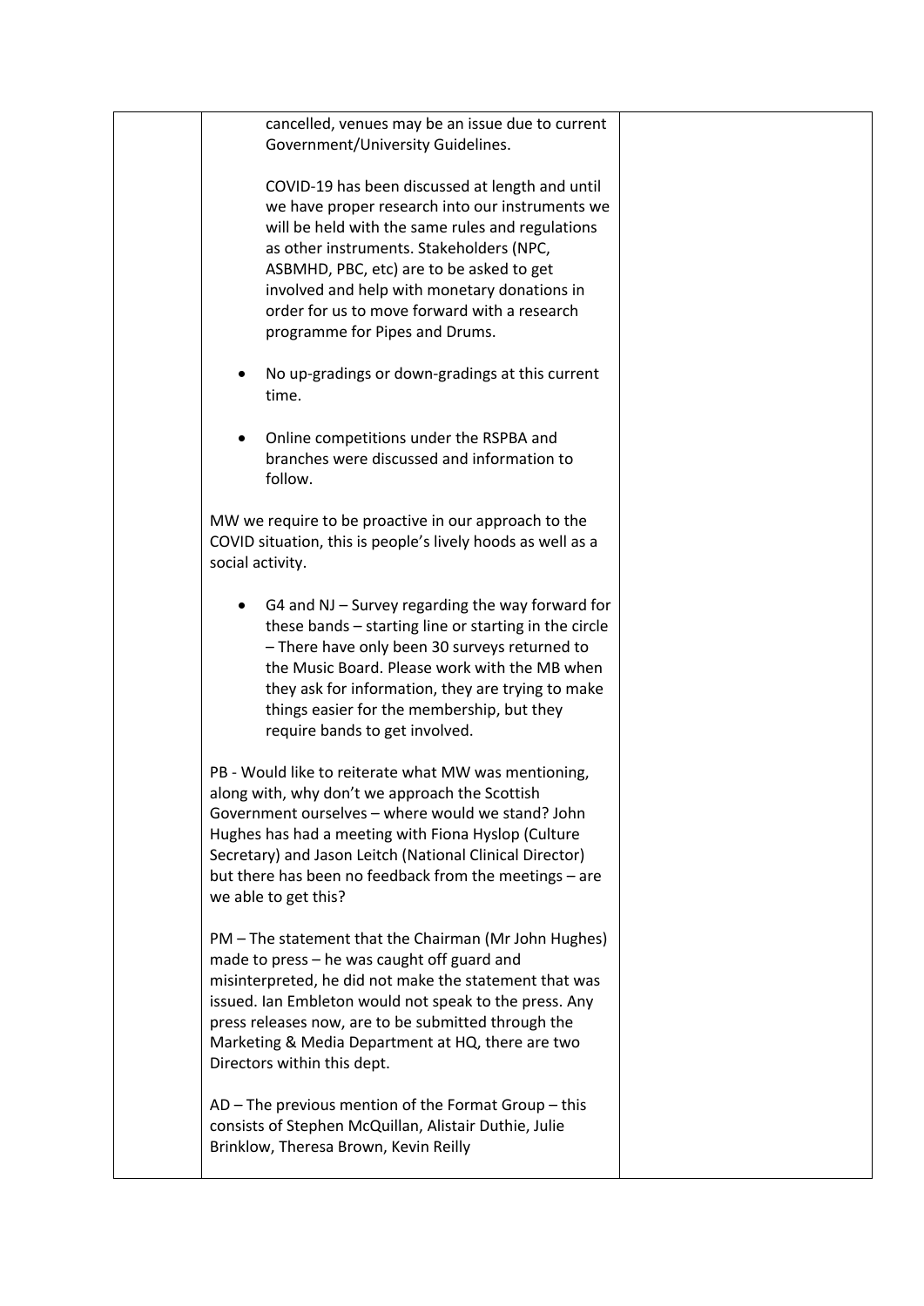| | | |
|---|---|---|
| | cancelled, venues may be an issue due to current Government/University Guidelines.<br><br>COVID-19 has been discussed at length and until we have proper research into our instruments we will be held with the same rules and regulations as other instruments. Stakeholders (NPC, ASBMHD, PBC, etc) are to be asked to get involved and help with monetary donations in order for us to move forward with a research programme for Pipes and Drums.<br><br>• No up-gradings or down-gradings at this current time.<br><br>• Online competitions under the RSPBA and branches were discussed and information to follow.<br><br>MW we require to be proactive in our approach to the COVID situation, this is people's lively hoods as well as a social activity.<br><br>• G4 and NJ – Survey regarding the way forward for these bands – starting line or starting in the circle – There have only been 30 surveys returned to the Music Board. Please work with the MB when they ask for information, they are trying to make things easier for the membership, but they require bands to get involved.<br><br>PB - Would like to reiterate what MW was mentioning, along with, why don't we approach the Scottish Government ourselves – where would we stand? John Hughes has had a meeting with Fiona Hyslop (Culture Secretary) and Jason Leitch (National Clinical Director) but there has been no feedback from the meetings – are we able to get this?<br><br>PM – The statement that the Chairman (Mr John Hughes) made to press – he was caught off guard and misinterpreted, he did not make the statement that was issued. Ian Embleton would not speak to the press. Any press releases now, are to be submitted through the Marketing & Media Department at HQ, there are two Directors within this dept.<br><br>AD – The previous mention of the Format Group – this consists of Stephen McQuillan, Alistair Duthie, Julie Brinklow, Theresa Brown, Kevin Reilly | |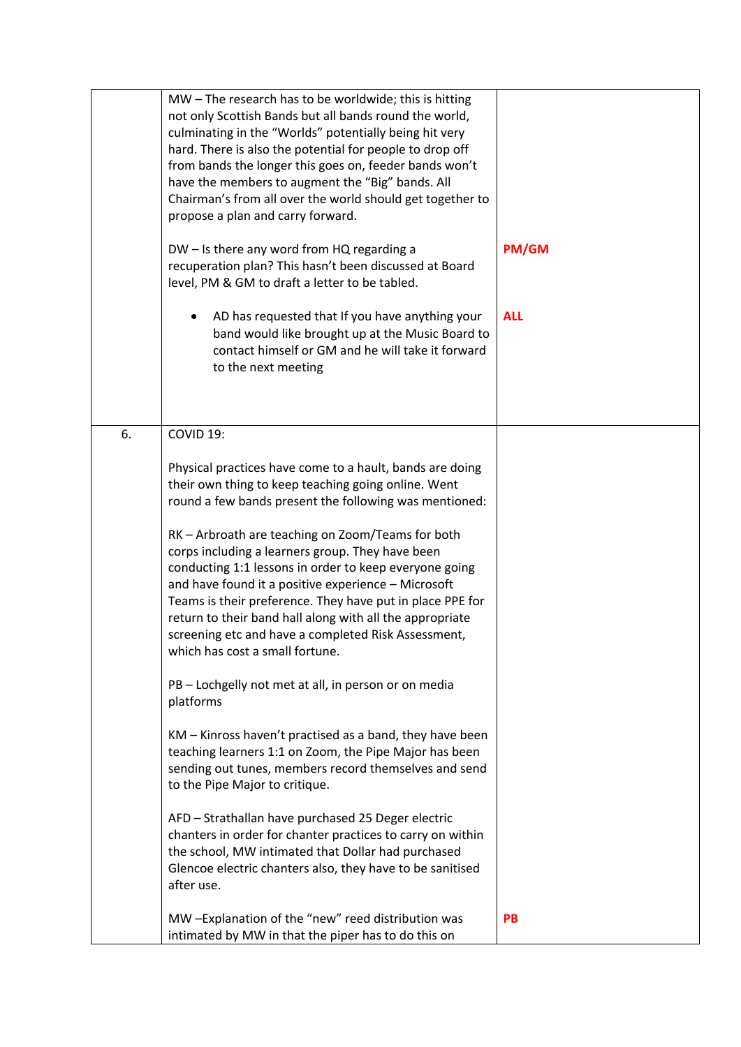| | | |
|---|---|---|
| | MW – The research has to be worldwide; this is hitting not only Scottish Bands but all bands round the world, culminating in the "Worlds" potentially being hit very hard. There is also the potential for people to drop off from bands the longer this goes on, feeder bands won't have the members to augment the "Big" bands. All Chairman's from all over the world should get together to propose a plan and carry forward.<br><br>DW – Is there any word from HQ regarding a recuperation plan? This hasn't been discussed at Board level, PM & GM to draft a letter to be tabled.<br><br>• AD has requested that If you have anything your band would like brought up at the Music Board to contact himself or GM and he will take it forward to the next meeting | <br><br><br><br><br><br><br><br>**PM/GM**<br><br><br><br>**ALL** |
| 6. | COVID 19:<br><br>Physical practices have come to a hault, bands are doing their own thing to keep teaching going online. Went round a few bands present the following was mentioned:<br><br>RK – Arbroath are teaching on Zoom/Teams for both corps including a learners group. They have been conducting 1:1 lessons in order to keep everyone going and have found it a positive experience – Microsoft Teams is their preference. They have put in place PPE for return to their band hall along with all the appropriate screening etc and have a completed Risk Assessment, which has cost a small fortune.<br><br>PB – Lochgelly not met at all, in person or on media platforms<br><br>KM – Kinross haven't practised as a band, they have been teaching learners 1:1 on Zoom, the Pipe Major has been sending out tunes, members record themselves and send to the Pipe Major to critique.<br><br>AFD – Strathallan have purchased 25 Deger electric chanters in order for chanter practices to carry on within the school, MW intimated that Dollar had purchased Glencoe electric chanters also, they have to be sanitised after use.<br><br>MW –Explanation of the "new" reed distribution was intimated by MW in that the piper has to do this on | <br><br><br><br><br><br><br><br><br><br><br><br><br><br><br><br><br><br><br><br><br><br><br><br><br><br><br><br><br><br>**PB** |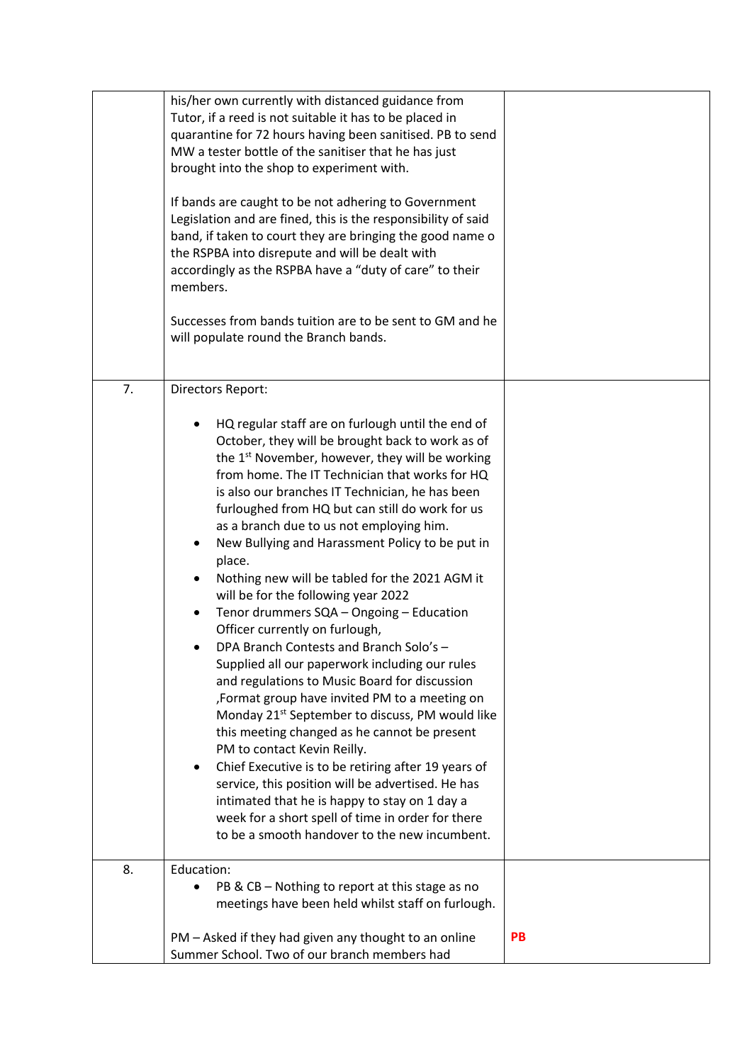| | | |
|---|---|---|
| | his/her own currently with distanced guidance from Tutor, if a reed is not suitable it has to be placed in quarantine for 72 hours having been sanitised. PB to send MW a tester bottle of the sanitiser that he has just brought into the shop to experiment with.<br><br>If bands are caught to be not adhering to Government Legislation and are fined, this is the responsibility of said band, if taken to court they are bringing the good name o the RSPBA into disrepute and will be dealt with accordingly as the RSPBA have a "duty of care" to their members.<br><br>Successes from bands tuition are to be sent to GM and he will populate round the Branch bands. | |
| 7. | Directors Report:<br><br>• HQ regular staff are on furlough until the end of October, they will be brought back to work as of the 1st November, however, they will be working from home. The IT Technician that works for HQ is also our branches IT Technician, he has been furloughed from HQ but can still do work for us as a branch due to us not employing him.<br>• New Bullying and Harassment Policy to be put in place.<br>• Nothing new will be tabled for the 2021 AGM it will be for the following year 2022<br>• Tenor drummers SQA – Ongoing – Education Officer currently on furlough,<br>• DPA Branch Contests and Branch Solo's – Supplied all our paperwork including our rules and regulations to Music Board for discussion ,Format group have invited PM to a meeting on Monday 21st September to discuss, PM would like this meeting changed as he cannot be present PM to contact Kevin Reilly.<br>• Chief Executive is to be retiring after 19 years of service, this position will be advertised. He has intimated that he is happy to stay on 1 day a week for a short spell of time in order for there to be a smooth handover to the new incumbent. | |
| 8. | Education:<br>• PB & CB – Nothing to report at this stage as no meetings have been held whilst staff on furlough.<br><br>PM – Asked if they had given any thought to an online Summer School. Two of our branch members had | **PB** |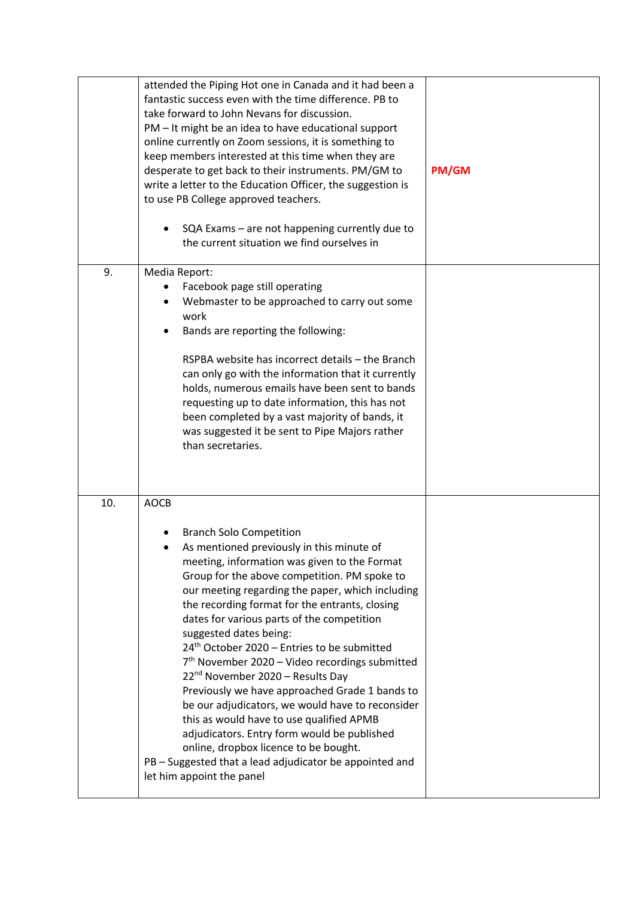| | | |
|---|---|---|
| | attended the Piping Hot one in Canada and it had been a fantastic success even with the time difference. PB to take forward to John Nevans for discussion.<br>PM – It might be an idea to have educational support online currently on Zoom sessions, it is something to keep members interested at this time when they are desperate to get back to their instruments. PM/GM to write a letter to the Education Officer, the suggestion is to use PB College approved teachers.<br><br>• SQA Exams – are not happening currently due to the current situation we find ourselves in | **PM/GM** |
| 9. | Media Report:<br>• Facebook page still operating<br>• Webmaster to be approached to carry out some work<br>• Bands are reporting the following:<br><br>RSPBA website has incorrect details – the Branch can only go with the information that it currently holds, numerous emails have been sent to bands requesting up to date information, this has not been completed by a vast majority of bands, it was suggested it be sent to Pipe Majors rather than secretaries. | |
| 10. | AOCB<br><br>• Branch Solo Competition<br>• As mentioned previously in this minute of meeting, information was given to the Format Group for the above competition. PM spoke to our meeting regarding the paper, which including the recording format for the entrants, closing dates for various parts of the competition suggested dates being:<br>24th October 2020 – Entries to be submitted<br>7th November 2020 – Video recordings submitted<br>22nd November 2020 – Results Day<br>Previously we have approached Grade 1 bands to be our adjudicators, we would have to reconsider this as would have to use qualified APMB adjudicators. Entry form would be published online, dropbox licence to be bought.<br>PB – Suggested that a lead adjudicator be appointed and let him appoint the panel | |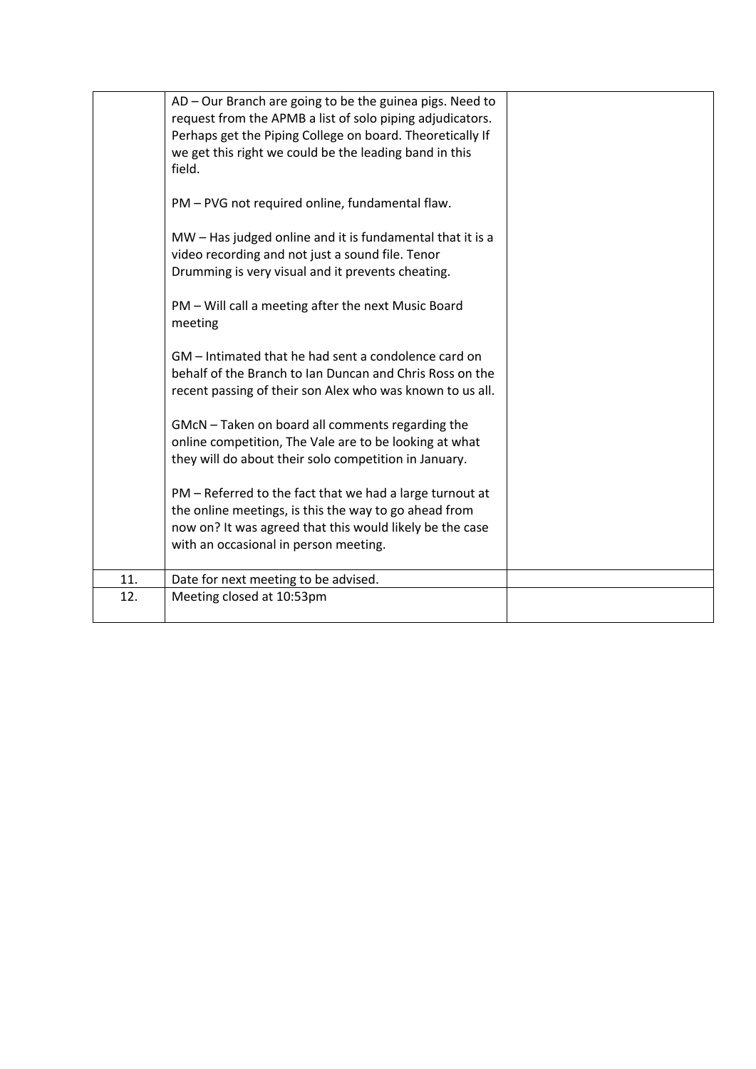| | | |
|---|---|---|
| | AD – Our Branch are going to be the guinea pigs. Need to request from the APMB a list of solo piping adjudicators. Perhaps get the Piping College on board. Theoretically If we get this right we could be the leading band in this field.<br><br>PM – PVG not required online, fundamental flaw.<br><br>MW – Has judged online and it is fundamental that it is a video recording and not just a sound file. Tenor Drumming is very visual and it prevents cheating.<br><br>PM – Will call a meeting after the next Music Board meeting<br><br>GM – Intimated that he had sent a condolence card on behalf of the Branch to Ian Duncan and Chris Ross on the recent passing of their son Alex who was known to us all.<br><br>GMcN – Taken on board all comments regarding the online competition, The Vale are to be looking at what they will do about their solo competition in January.<br><br>PM – Referred to the fact that we had a large turnout at the online meetings, is this the way to go ahead from now on? It was agreed that this would likely be the case with an occasional in person meeting. | |
| 11. | Date for next meeting to be advised. | |
| 12. | Meeting closed at 10:53pm | |